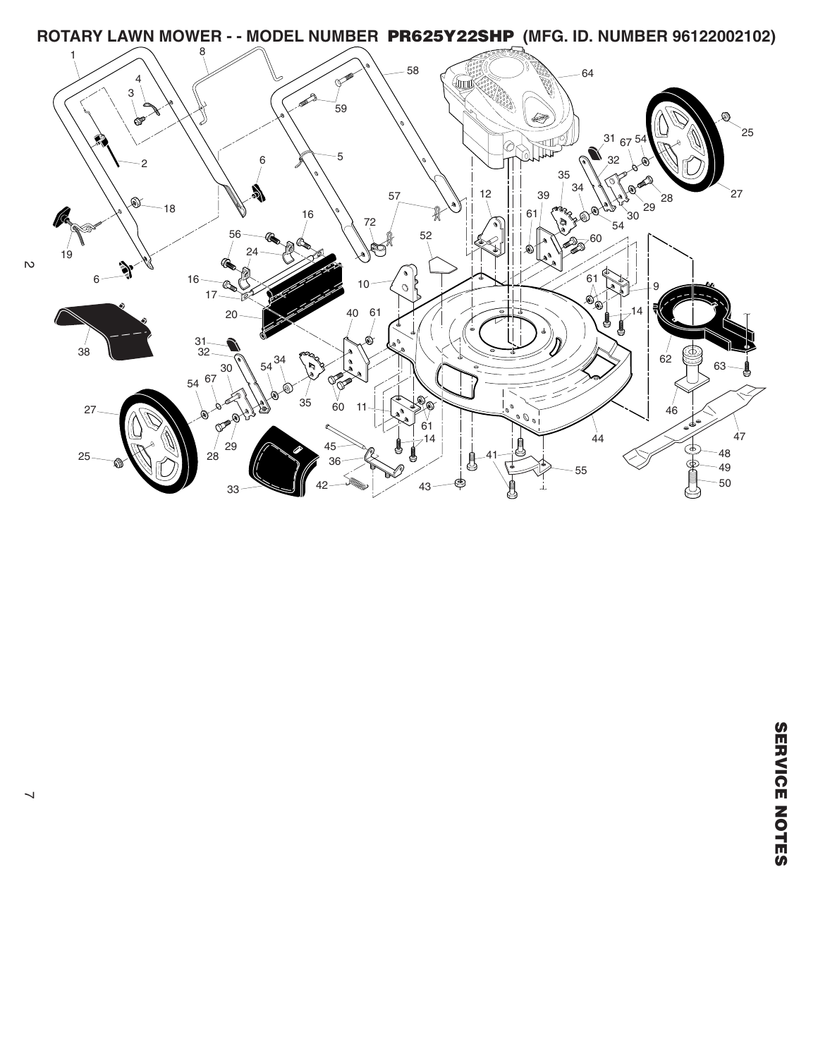# ROTARY LAWN MOWER - - MODEL NUMBER PR625Y22SHP (MFG. ID. NUMBER 96122002102)

SERVICE NOTES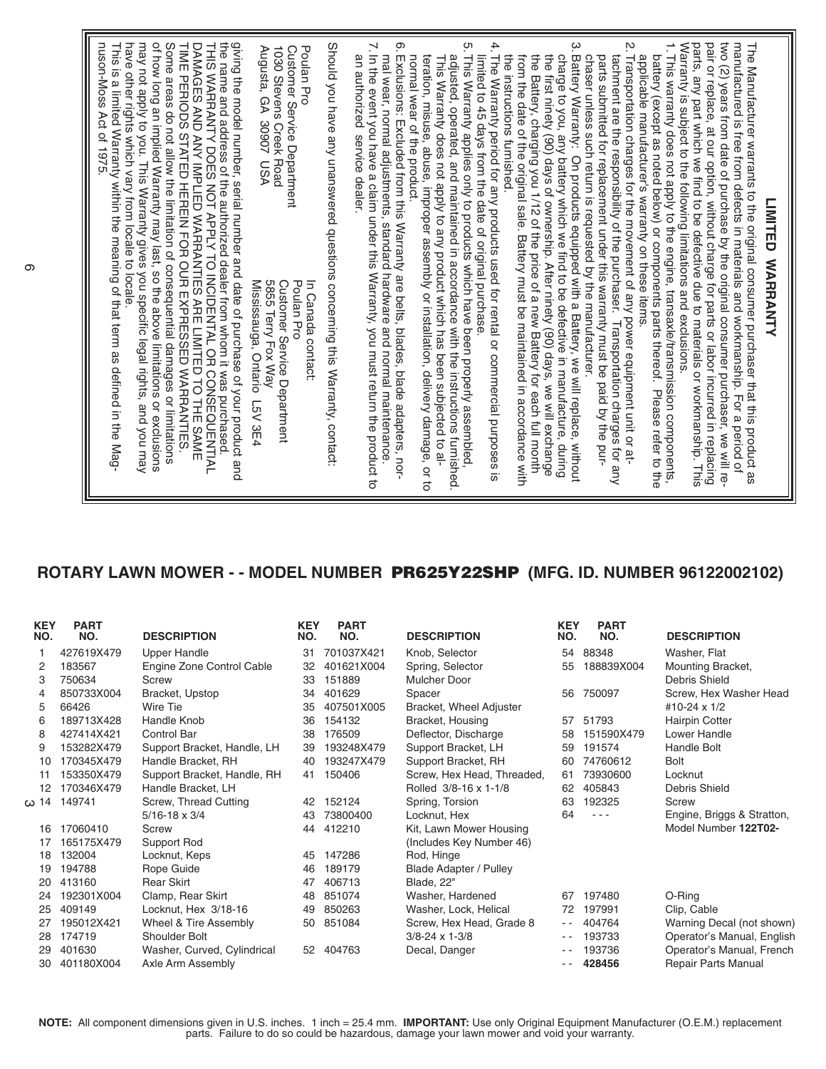## LIMITED WARRANTY

The Manufacturer warrants to the original consumer purchaser that this product as manufactured is free from defects in materials and workmanship. For a period of two (2) years from date of purchase by the original consumer purchaser, we will repair or replace, at our option, without charge for parts or labor incurred in replacing parts, any part which we find to be defective due to materials or workmanship. This Warranty is subject to the following limitations and exclusions.

1. This warranty does not apply to the engine, transaxle/transmission components, battery (except as noted below) or components parts thereof. Please refer to the applicable manufacturer's warranty on these items.
2. Transportation charges for the movement of any power equipment unit or attachment are the responsibility of the purchaser. Transportation charges for any parts submitted for replacement under this warranty must be paid by the purchaser unless such return is requested by the manufacturer.
3. Battery Warranty: On products equipped with a Battery, we will replace, without charge to you, any battery which we find to be defective in manufacture, during the first ninety (90) days of ownership. After ninety (90) days, we will exchange the Battery, charging you 1/12 of the price of a new Battery for each full month from the date of the original sale. Battery must be maintained in accordance with the instructions furnished.
4. The Warranty period for any products used for rental or commercial purposes is limited to 45 days from the date of original purchase.
5. This Warranty applies only to products which have been properly assembled, adjusted, operated, and maintained in accordance with the instructions furnished. This Warranty does not apply to any product which has been subjected to alteration, misuse, abuse, improper assembly or installation, delivery damage, or to normal wear of the product.
6. Exclusions: Excluded from this Warranty are belts, blades, blade adapters, normal wear, normal adjustments, standard hardware and normal maintenance.
7. In the event you have a claim under this Warranty, you must return the product to an authorized service dealer.

Should you have any unanswered questions concerning this Warranty, contact:

Poulan Pro
Customer Service Department
1030 Stevens Creek Road
Augusta, GA 30907 USA

In Canada contact:
Poulan Pro
Customer Service Department
5855 Terry Fox Way
Mississauga, Ontario L5V 3E4

giving the model number, serial number and date of purchase of your product and the name and address of the authorized dealer from whom it was purchased.

THIS WARRANTY DOES NOT APPLY TO INCIDENTAL OR CONSEQUENTIAL DAMAGES AND ANY IMPLIED WARRANTIES ARE LIMITED TO THE SAME TIME PERIODS STATED HEREIN FOR OUR EXPRESSED WARRANTIES.

Some areas do not allow the limitation of consequential damages or limitations of how long an implied Warranty may last, so the above limitations or exclusions may not apply to you. This Warranty gives you specific legal rights, and you may have other rights which vary from locale to locale.

This is a limited Warranty within the meaning of that term as defined in the Magnuson-Moss Act of 1975.

## ROTARY LAWN MOWER - - MODEL NUMBER PR625Y22SHP (MFG. ID. NUMBER 96122002102)

| KEY NO. | PART NO. | DESCRIPTION |
|---|---|---|
| 1 | 427619X479 | Upper Handle |
| 2 | 183567 | Engine Zone Control Cable |
| 3 | 750634 | Screw |
| 4 | 850733X004 | Bracket, Upstop |
| 5 | 66426 | Wire Tie |
| 6 | 189713X428 | Handle Knob |
| 8 | 427414X421 | Control Bar |
| 9 | 153282X479 | Support Bracket, Handle, LH |
| 10 | 170345X479 | Handle Bracket, RH |
| 11 | 153350X479 | Support Bracket, Handle, RH |
| 12 | 170346X479 | Handle Bracket, LH |
| 14 | 149741 | Screw, Thread Cutting 5/16-18 x 3/4 |
| 16 | 17060410 | Screw |
| 17 | 165175X479 | Support Rod |
| 18 | 132004 | Locknut, Keps |
| 19 | 194788 | Rope Guide |
| 20 | 413160 | Rear Skirt |
| 24 | 192301X004 | Clamp, Rear Skirt |
| 25 | 409149 | Locknut, Hex 3/18-16 |
| 27 | 195012X421 | Wheel & Tire Assembly |
| 28 | 174719 | Shoulder Bolt |
| 29 | 401630 | Washer, Curved, Cylindrical |
| 30 | 401180X004 | Axle Arm Assembly |
| 31 | 701037X421 | Knob, Selector |
| 32 | 401621X004 | Spring, Selector |
| 33 | 151889 | Mulcher Door |
| 34 | 401629 | Spacer |
| 35 | 407501X005 | Bracket, Wheel Adjuster |
| 36 | 154132 | Bracket, Housing |
| 38 | 176509 | Deflector, Discharge |
| 39 | 193248X479 | Support Bracket, LH |
| 40 | 193247X479 | Support Bracket, RH |
| 41 | 150406 | Screw, Hex Head, Threaded, Rolled 3/8-16 x 1-1/8 |
| 42 | 152124 | Spring, Torsion |
| 43 | 73800400 | Locknut, Hex |
| 44 | 412210 | Kit, Lawn Mower Housing (Includes Key Number 46) |
| 45 | 147286 | Rod, Hinge |
| 46 | 189179 | Blade Adapter / Pulley |
| 47 | 406713 | Blade, 22" |
| 48 | 851074 | Washer, Hardened |
| 49 | 850263 | Washer, Lock, Helical |
| 50 | 851084 | Screw, Hex Head, Grade 8 3/8-24 x 1-3/8 |
| 52 | 404763 | Decal, Danger |
| 54 | 88348 | Washer, Flat |
| 55 | 188839X004 | Mounting Bracket, Debris Shield |
| 56 | 750097 | Screw, Hex Washer Head #10-24 x 1/2 |
| 57 | 51793 | Hairpin Cotter |
| 58 | 151590X479 | Lower Handle |
| 59 | 191574 | Handle Bolt |
| 60 | 74760612 | Bolt |
| 61 | 73930600 | Locknut |
| 62 | 405843 | Debris Shield |
| 63 | 192325 | Screw |
| 64 | - - - | Engine, Briggs & Stratton, Model Number **122T02-** |
| 67 | 197480 | O-Ring |
| 72 | 197991 | Clip, Cable |
| - - | 404764 | Warning Decal (not shown) |
| - - | 193733 | Operator's Manual, English |
| - - | 193736 | Operator's Manual, French |
| - - | **428456** | Repair Parts Manual |

**NOTE:** All component dimensions given in U.S. inches. 1 inch = 25.4 mm. **IMPORTANT:** Use only Original Equipment Manufacturer (O.E.M.) replacement parts. Failure to do so could be hazardous, damage your lawn mower and void your warranty.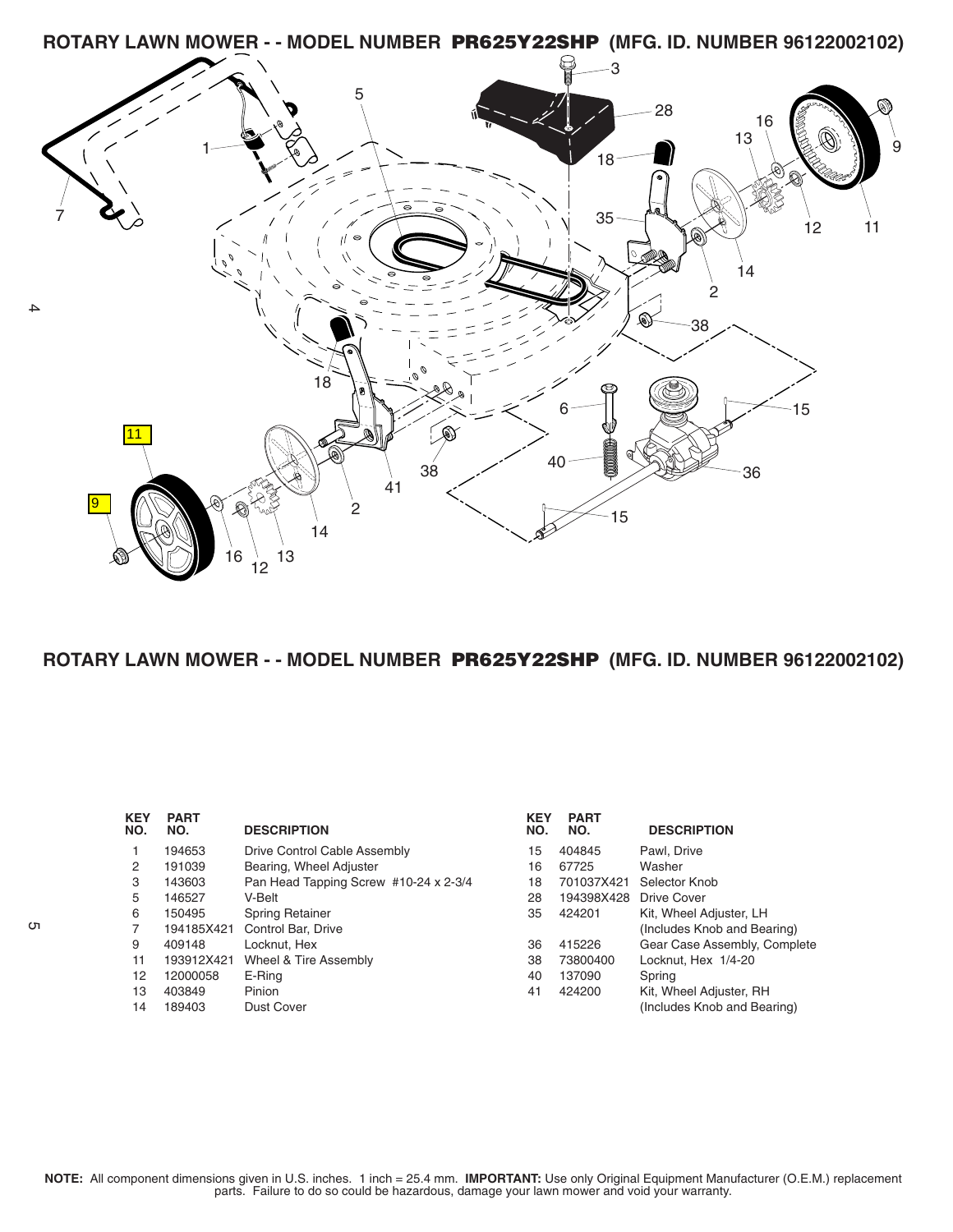## ROTARY LAWN MOWER - - MODEL NUMBER PR625Y22SHP (MFG. ID. NUMBER 96122002102)

7 1 5 3 28 18 35 16 13 9 12 11 14 2 38 18 6 15 11 40 36 38 41 9 2 15 14 16 12 13

## ROTARY LAWN MOWER - - MODEL NUMBER PR625Y22SHP (MFG. ID. NUMBER 96122002102)

| KEY NO. | PART NO. | DESCRIPTION |
|---|---|---|
| 1 | 194653 | Drive Control Cable Assembly |
| 2 | 191039 | Bearing, Wheel Adjuster |
| 3 | 143603 | Pan Head Tapping Screw #10-24 x 2-3/4 |
| 5 | 146527 | V-Belt |
| 6 | 150495 | Spring Retainer |
| 7 | 194185X421 | Control Bar, Drive |
| 9 | 409148 | Locknut, Hex |
| 11 | 193912X421 | Wheel & Tire Assembly |
| 12 | 12000058 | E-Ring |
| 13 | 403849 | Pinion |
| 14 | 189403 | Dust Cover |
| 15 | 404845 | Pawl, Drive |
| 16 | 67725 | Washer |
| 18 | 701037X421 | Selector Knob |
| 28 | 194398X428 | Drive Cover |
| 35 | 424201 | Kit, Wheel Adjuster, LH (Includes Knob and Bearing) |
| 36 | 415226 | Gear Case Assembly, Complete |
| 38 | 73800400 | Locknut, Hex 1/4-20 |
| 40 | 137090 | Spring |
| 41 | 424200 | Kit, Wheel Adjuster, RH (Includes Knob and Bearing) |

**NOTE:** All component dimensions given in U.S. inches. 1 inch = 25.4 mm. **IMPORTANT:** Use only Original Equipment Manufacturer (O.E.M.) replacement parts. Failure to do so could be hazardous, damage your lawn mower and void your warranty.